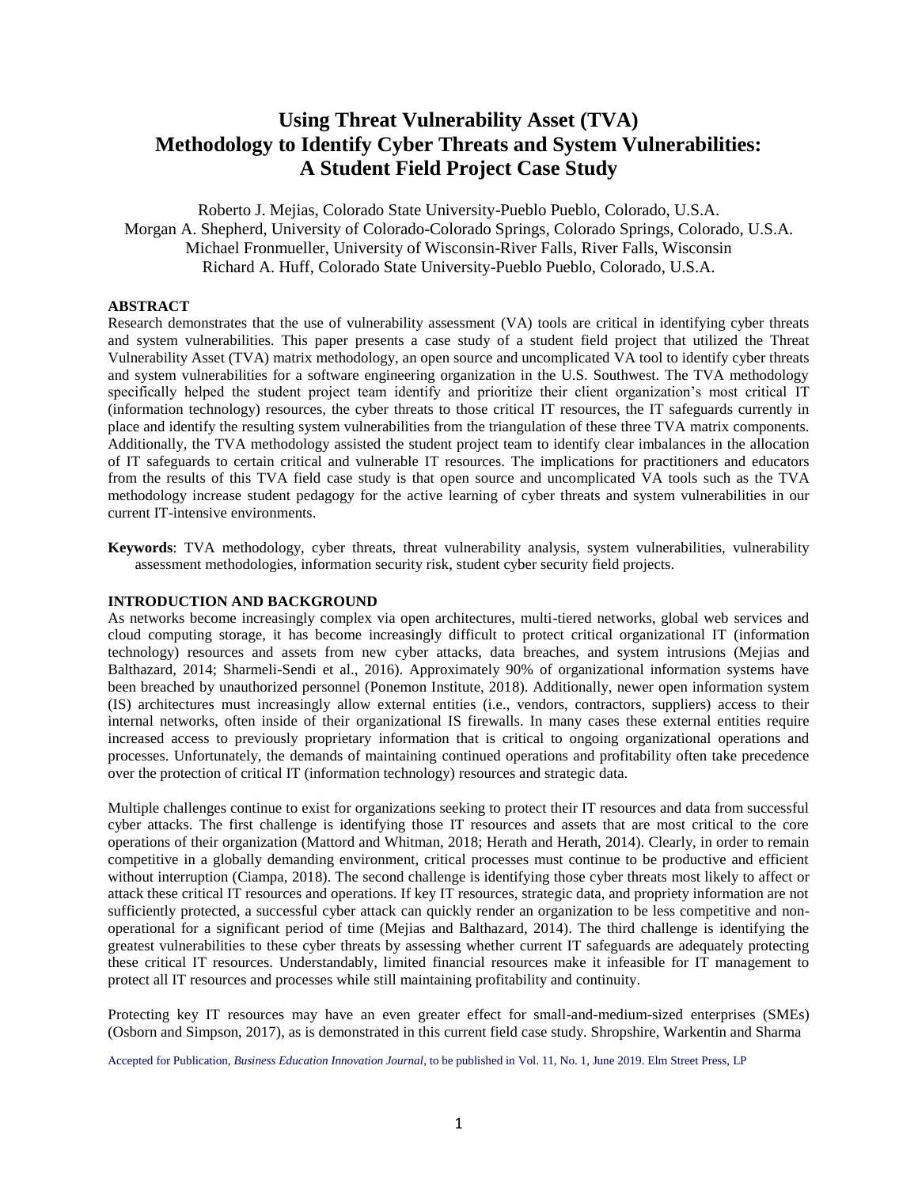# Using Threat Vulnerability Asset (TVA) Methodology to Identify Cyber Threats and System Vulnerabilities: A Student Field Project Case Study

Roberto J. Mejias, Colorado State University-Pueblo Pueblo, Colorado, U.S.A.
Morgan A. Shepherd, University of Colorado-Colorado Springs, Colorado Springs, Colorado, U.S.A.
Michael Fronmueller, University of Wisconsin-River Falls, River Falls, Wisconsin
Richard A. Huff, Colorado State University-Pueblo Pueblo, Colorado, U.S.A.

## ABSTRACT

Research demonstrates that the use of vulnerability assessment (VA) tools are critical in identifying cyber threats and system vulnerabilities. This paper presents a case study of a student field project that utilized the Threat Vulnerability Asset (TVA) matrix methodology, an open source and uncomplicated VA tool to identify cyber threats and system vulnerabilities for a software engineering organization in the U.S. Southwest. The TVA methodology specifically helped the student project team identify and prioritize their client organization's most critical IT (information technology) resources, the cyber threats to those critical IT resources, the IT safeguards currently in place and identify the resulting system vulnerabilities from the triangulation of these three TVA matrix components. Additionally, the TVA methodology assisted the student project team to identify clear imbalances in the allocation of IT safeguards to certain critical and vulnerable IT resources. The implications for practitioners and educators from the results of this TVA field case study is that open source and uncomplicated VA tools such as the TVA methodology increase student pedagogy for the active learning of cyber threats and system vulnerabilities in our current IT-intensive environments.

**Keywords**: TVA methodology, cyber threats, threat vulnerability analysis, system vulnerabilities, vulnerability assessment methodologies, information security risk, student cyber security field projects.

## INTRODUCTION AND BACKGROUND

As networks become increasingly complex via open architectures, multi-tiered networks, global web services and cloud computing storage, it has become increasingly difficult to protect critical organizational IT (information technology) resources and assets from new cyber attacks, data breaches, and system intrusions (Mejias and Balthazard, 2014; Sharmeli-Sendi et al., 2016). Approximately 90% of organizational information systems have been breached by unauthorized personnel (Ponemon Institute, 2018). Additionally, newer open information system (IS) architectures must increasingly allow external entities (i.e., vendors, contractors, suppliers) access to their internal networks, often inside of their organizational IS firewalls. In many cases these external entities require increased access to previously proprietary information that is critical to ongoing organizational operations and processes. Unfortunately, the demands of maintaining continued operations and profitability often take precedence over the protection of critical IT (information technology) resources and strategic data.

Multiple challenges continue to exist for organizations seeking to protect their IT resources and data from successful cyber attacks. The first challenge is identifying those IT resources and assets that are most critical to the core operations of their organization (Mattord and Whitman, 2018; Herath and Herath, 2014). Clearly, in order to remain competitive in a globally demanding environment, critical processes must continue to be productive and efficient without interruption (Ciampa, 2018). The second challenge is identifying those cyber threats most likely to affect or attack these critical IT resources and operations. If key IT resources, strategic data, and propriety information are not sufficiently protected, a successful cyber attack can quickly render an organization to be less competitive and non-operational for a significant period of time (Mejias and Balthazard, 2014). The third challenge is identifying the greatest vulnerabilities to these cyber threats by assessing whether current IT safeguards are adequately protecting these critical IT resources. Understandably, limited financial resources make it infeasible for IT management to protect all IT resources and processes while still maintaining profitability and continuity.

Protecting key IT resources may have an even greater effect for small-and-medium-sized enterprises (SMEs) (Osborn and Simpson, 2017), as is demonstrated in this current field case study. Shropshire, Warkentin and Sharma

Accepted for Publication, *Business Education Innovation Journal*, to be published in Vol. 11, No. 1, June 2019. Elm Street Press, LP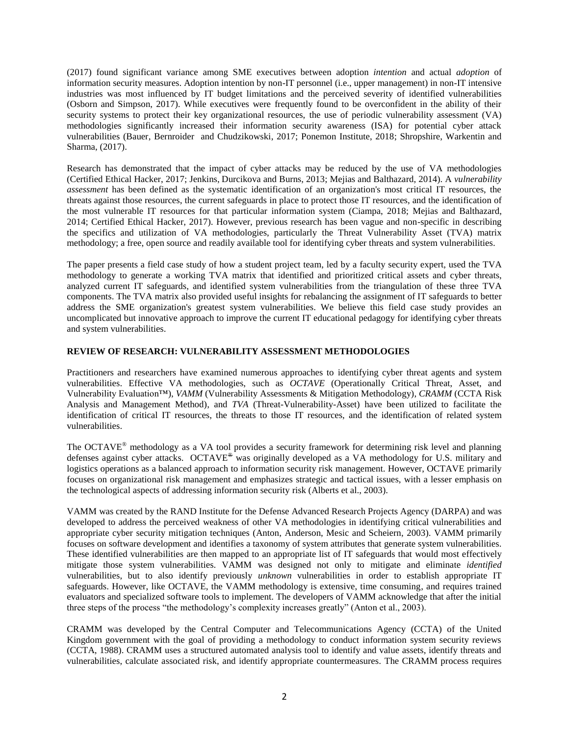(2017) found significant variance among SME executives between adoption *intention* and actual *adoption* of information security measures. Adoption intention by non-IT personnel (i.e., upper management) in non-IT intensive industries was most influenced by IT budget limitations and the perceived severity of identified vulnerabilities (Osborn and Simpson, 2017). While executives were frequently found to be overconfident in the ability of their security systems to protect their key organizational resources, the use of periodic vulnerability assessment (VA) methodologies significantly increased their information security awareness (ISA) for potential cyber attack vulnerabilities (Bauer, Bernroider and Chudzikowski, 2017; Ponemon Institute, 2018; Shropshire, Warkentin and Sharma, (2017).

Research has demonstrated that the impact of cyber attacks may be reduced by the use of VA methodologies (Certified Ethical Hacker, 2017; Jenkins, Durcikova and Burns, 2013; Mejias and Balthazard, 2014). A *vulnerability assessment* has been defined as the systematic identification of an organization's most critical IT resources, the threats against those resources, the current safeguards in place to protect those IT resources, and the identification of the most vulnerable IT resources for that particular information system (Ciampa, 2018; Mejias and Balthazard, 2014; Certified Ethical Hacker, 2017). However, previous research has been vague and non-specific in describing the specifics and utilization of VA methodologies, particularly the Threat Vulnerability Asset (TVA) matrix methodology; a free, open source and readily available tool for identifying cyber threats and system vulnerabilities.

The paper presents a field case study of how a student project team, led by a faculty security expert, used the TVA methodology to generate a working TVA matrix that identified and prioritized critical assets and cyber threats, analyzed current IT safeguards, and identified system vulnerabilities from the triangulation of these three TVA components. The TVA matrix also provided useful insights for rebalancing the assignment of IT safeguards to better address the SME organization's greatest system vulnerabilities. We believe this field case study provides an uncomplicated but innovative approach to improve the current IT educational pedagogy for identifying cyber threats and system vulnerabilities.

## REVIEW OF RESEARCH: VULNERABILITY ASSESSMENT METHODOLOGIES

Practitioners and researchers have examined numerous approaches to identifying cyber threat agents and system vulnerabilities. Effective VA methodologies, such as *OCTAVE* (Operationally Critical Threat, Asset, and Vulnerability Evaluation™), *VAMM* (Vulnerability Assessments & Mitigation Methodology), *CRAMM* (CCTA Risk Analysis and Management Method), and *TVA* (Threat-Vulnerability-Asset) have been utilized to facilitate the identification of critical IT resources, the threats to those IT resources, and the identification of related system vulnerabilities.

The OCTAVE® methodology as a VA tool provides a security framework for determining risk level and planning defenses against cyber attacks. OCTAVE® was originally developed as a VA methodology for U.S. military and logistics operations as a balanced approach to information security risk management. However, OCTAVE primarily focuses on organizational risk management and emphasizes strategic and tactical issues, with a lesser emphasis on the technological aspects of addressing information security risk (Alberts et al., 2003).

VAMM was created by the RAND Institute for the Defense Advanced Research Projects Agency (DARPA) and was developed to address the perceived weakness of other VA methodologies in identifying critical vulnerabilities and appropriate cyber security mitigation techniques (Anton, Anderson, Mesic and Scheiern, 2003). VAMM primarily focuses on software development and identifies a taxonomy of system attributes that generate system vulnerabilities. These identified vulnerabilities are then mapped to an appropriate list of IT safeguards that would most effectively mitigate those system vulnerabilities. VAMM was designed not only to mitigate and eliminate *identified* vulnerabilities, but to also identify previously *unknown* vulnerabilities in order to establish appropriate IT safeguards. However, like OCTAVE, the VAMM methodology is extensive, time consuming, and requires trained evaluators and specialized software tools to implement. The developers of VAMM acknowledge that after the initial three steps of the process "the methodology's complexity increases greatly" (Anton et al., 2003).

CRAMM was developed by the Central Computer and Telecommunications Agency (CCTA) of the United Kingdom government with the goal of providing a methodology to conduct information system security reviews (CCTA, 1988). CRAMM uses a structured automated analysis tool to identify and value assets, identify threats and vulnerabilities, calculate associated risk, and identify appropriate countermeasures. The CRAMM process requires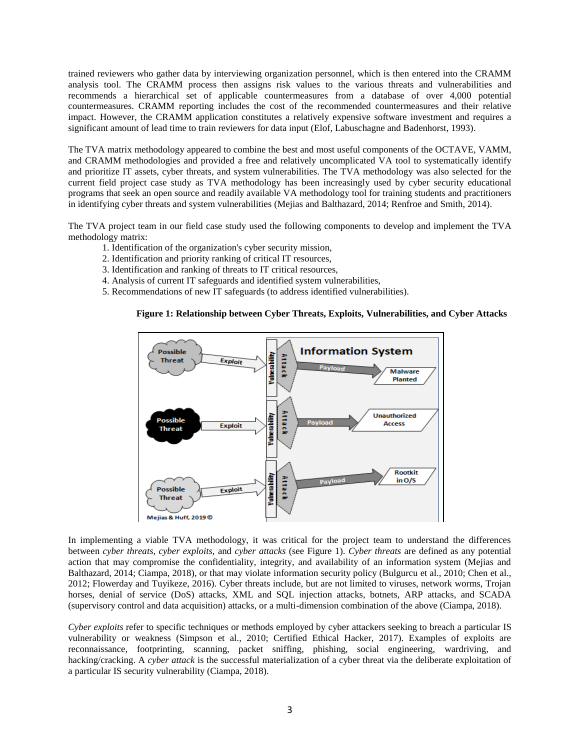trained reviewers who gather data by interviewing organization personnel, which is then entered into the CRAMM analysis tool. The CRAMM process then assigns risk values to the various threats and vulnerabilities and recommends a hierarchical set of applicable countermeasures from a database of over 4,000 potential countermeasures. CRAMM reporting includes the cost of the recommended countermeasures and their relative impact. However, the CRAMM application constitutes a relatively expensive software investment and requires a significant amount of lead time to train reviewers for data input (Elof, Labuschagne and Badenhorst, 1993).

The TVA matrix methodology appeared to combine the best and most useful components of the OCTAVE, VAMM, and CRAMM methodologies and provided a free and relatively uncomplicated VA tool to systematically identify and prioritize IT assets, cyber threats, and system vulnerabilities. The TVA methodology was also selected for the current field project case study as TVA methodology has been increasingly used by cyber security educational programs that seek an open source and readily available VA methodology tool for training students and practitioners in identifying cyber threats and system vulnerabilities (Mejias and Balthazard, 2014; Renfroe and Smith, 2014).

The TVA project team in our field case study used the following components to develop and implement the TVA methodology matrix:

1. Identification of the organization's cyber security mission,
2. Identification and priority ranking of critical IT resources,
3. Identification and ranking of threats to IT critical resources,
4. Analysis of current IT safeguards and identified system vulnerabilities,
5. Recommendations of new IT safeguards (to address identified vulnerabilities).

**Figure 1: Relationship between Cyber Threats, Exploits, Vulnerabilities, and Cyber Attacks**

In implementing a viable TVA methodology, it was critical for the project team to understand the differences between *cyber threats, cyber exploits,* and *cyber attacks* (see Figure 1). *Cyber threats* are defined as any potential action that may compromise the confidentiality, integrity, and availability of an information system (Mejias and Balthazard, 2014; Ciampa, 2018), or that may violate information security policy (Bulgurcu et al., 2010; Chen et al., 2012; Flowerday and Tuyikeze, 2016). Cyber threats include, but are not limited to viruses, network worms, Trojan horses, denial of service (DoS) attacks, XML and SQL injection attacks, botnets, ARP attacks, and SCADA (supervisory control and data acquisition) attacks, or a multi-dimension combination of the above (Ciampa, 2018).

*Cyber exploits* refer to specific techniques or methods employed by cyber attackers seeking to breach a particular IS vulnerability or weakness (Simpson et al., 2010; Certified Ethical Hacker, 2017). Examples of exploits are reconnaissance, footprinting, scanning, packet sniffing, phishing, social engineering, wardriving, and hacking/cracking. A *cyber attack* is the successful materialization of a cyber threat via the deliberate exploitation of a particular IS security vulnerability (Ciampa, 2018).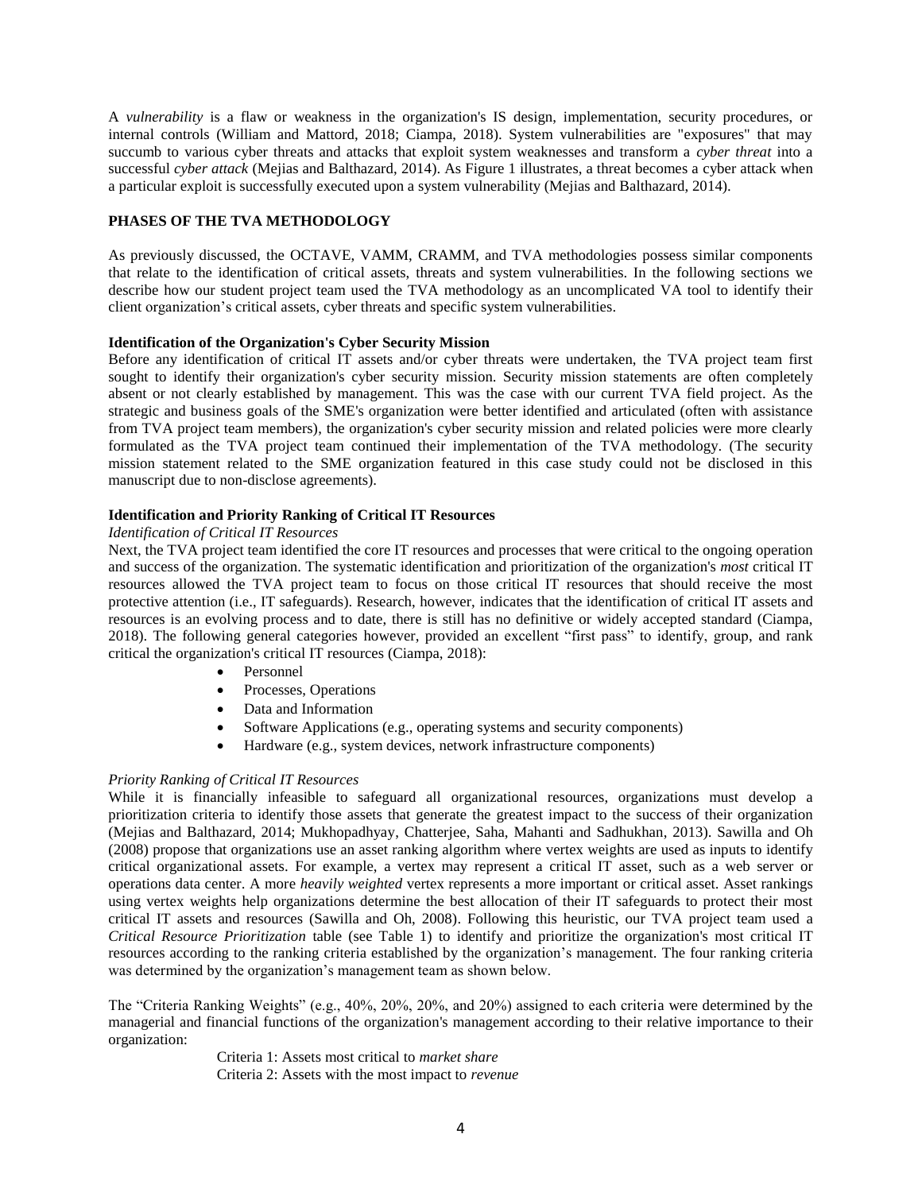A *vulnerability* is a flaw or weakness in the organization's IS design, implementation, security procedures, or internal controls (William and Mattord, 2018; Ciampa, 2018). System vulnerabilities are "exposures" that may succumb to various cyber threats and attacks that exploit system weaknesses and transform a *cyber threat* into a successful *cyber attack* (Mejias and Balthazard, 2014). As Figure 1 illustrates, a threat becomes a cyber attack when a particular exploit is successfully executed upon a system vulnerability (Mejias and Balthazard, 2014).

## PHASES OF THE TVA METHODOLOGY

As previously discussed, the OCTAVE, VAMM, CRAMM, and TVA methodologies possess similar components that relate to the identification of critical assets, threats and system vulnerabilities. In the following sections we describe how our student project team used the TVA methodology as an uncomplicated VA tool to identify their client organization's critical assets, cyber threats and specific system vulnerabilities.

### Identification of the Organization's Cyber Security Mission

Before any identification of critical IT assets and/or cyber threats were undertaken, the TVA project team first sought to identify their organization's cyber security mission. Security mission statements are often completely absent or not clearly established by management. This was the case with our current TVA field project. As the strategic and business goals of the SME's organization were better identified and articulated (often with assistance from TVA project team members), the organization's cyber security mission and related policies were more clearly formulated as the TVA project team continued their implementation of the TVA methodology. (The security mission statement related to the SME organization featured in this case study could not be disclosed in this manuscript due to non-disclose agreements).

### Identification and Priority Ranking of Critical IT Resources

#### *Identification of Critical IT Resources*

Next, the TVA project team identified the core IT resources and processes that were critical to the ongoing operation and success of the organization. The systematic identification and prioritization of the organization's *most* critical IT resources allowed the TVA project team to focus on those critical IT resources that should receive the most protective attention (i.e., IT safeguards). Research, however, indicates that the identification of critical IT assets and resources is an evolving process and to date, there is still has no definitive or widely accepted standard (Ciampa, 2018). The following general categories however, provided an excellent "first pass" to identify, group, and rank critical the organization's critical IT resources (Ciampa, 2018):

- Personnel
- Processes, Operations
- Data and Information
- Software Applications (e.g., operating systems and security components)
- Hardware (e.g., system devices, network infrastructure components)

#### *Priority Ranking of Critical IT Resources*

While it is financially infeasible to safeguard all organizational resources, organizations must develop a prioritization criteria to identify those assets that generate the greatest impact to the success of their organization (Mejias and Balthazard, 2014; Mukhopadhyay, Chatterjee, Saha, Mahanti and Sadhukhan, 2013). Sawilla and Oh (2008) propose that organizations use an asset ranking algorithm where vertex weights are used as inputs to identify critical organizational assets. For example, a vertex may represent a critical IT asset, such as a web server or operations data center. A more *heavily weighted* vertex represents a more important or critical asset. Asset rankings using vertex weights help organizations determine the best allocation of their IT safeguards to protect their most critical IT assets and resources (Sawilla and Oh, 2008). Following this heuristic, our TVA project team used a *Critical Resource Prioritization* table (see Table 1) to identify and prioritize the organization's most critical IT resources according to the ranking criteria established by the organization's management. The four ranking criteria was determined by the organization's management team as shown below.

The "Criteria Ranking Weights" (e.g., 40%, 20%, 20%, and 20%) assigned to each criteria were determined by the managerial and financial functions of the organization's management according to their relative importance to their organization:

Criteria 1: Assets most critical to *market share*
Criteria 2: Assets with the most impact to *revenue*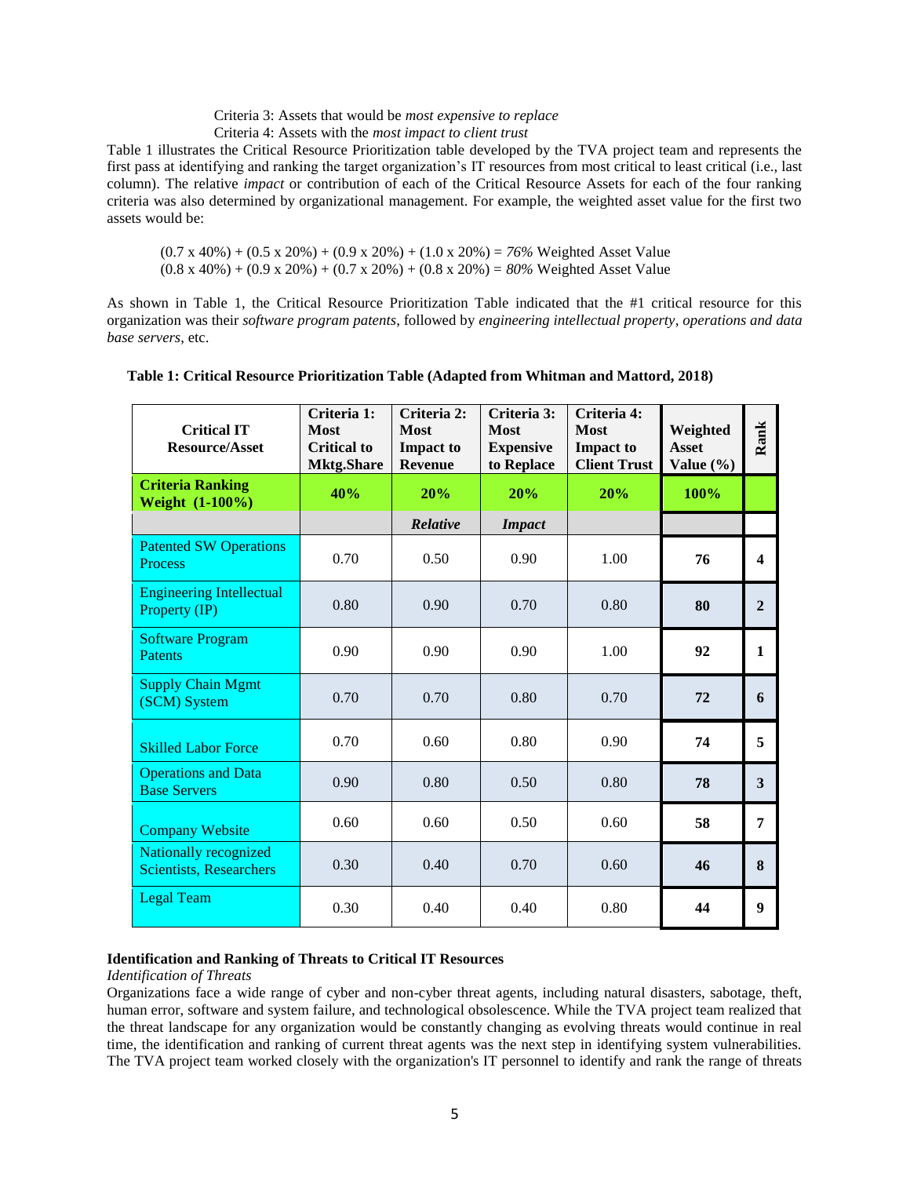Criteria 3: Assets that would be *most expensive to replace*
Criteria 4: Assets with the *most impact to client trust*

Table 1 illustrates the Critical Resource Prioritization table developed by the TVA project team and represents the first pass at identifying and ranking the target organization's IT resources from most critical to least critical (i.e., last column). The relative *impact* or contribution of each of the Critical Resource Assets for each of the four ranking criteria was also determined by organizational management. For example, the weighted asset value for the first two assets would be:

(0.7 x 40%) + (0.5 x 20%) + (0.9 x 20%) + (1.0 x 20%) = *76%* Weighted Asset Value
(0.8 x 40%) + (0.9 x 20%) + (0.7 x 20%) + (0.8 x 20%) = *80%* Weighted Asset Value

As shown in Table 1, the Critical Resource Prioritization Table indicated that the #1 critical resource for this organization was their *software program patents*, followed by *engineering intellectual property*, *operations and data base servers*, etc.

**Table 1: Critical Resource Prioritization Table (Adapted from Whitman and Mattord, 2018)**

| Critical IT Resource/Asset | Criteria 1: Most Critical to Mktg.Share | Criteria 2: Most Impact to Revenue | Criteria 3: Most Expensive to Replace | Criteria 4: Most Impact to Client Trust | Weighted Asset Value (%) | Rank |
|---|---|---|---|---|---|---|
| **Criteria Ranking Weight (1-100%)** | **40%** | **20%** | **20%** | **20%** | **100%** | |
| | | ***Relative*** | ***Impact*** | | | |
| Patented SW Operations Process | 0.70 | 0.50 | 0.90 | 1.00 | **76** | **4** |
| Engineering Intellectual Property (IP) | 0.80 | 0.90 | 0.70 | 0.80 | **80** | **2** |
| Software Program Patents | 0.90 | 0.90 | 0.90 | 1.00 | **92** | **1** |
| Supply Chain Mgmt (SCM) System | 0.70 | 0.70 | 0.80 | 0.70 | **72** | **6** |
| Skilled Labor Force | 0.70 | 0.60 | 0.80 | 0.90 | **74** | **5** |
| Operations and Data Base Servers | 0.90 | 0.80 | 0.50 | 0.80 | **78** | **3** |
| Company Website | 0.60 | 0.60 | 0.50 | 0.60 | **58** | **7** |
| Nationally recognized Scientists, Researchers | 0.30 | 0.40 | 0.70 | 0.60 | **46** | **8** |
| Legal Team | 0.30 | 0.40 | 0.40 | 0.80 | **44** | **9** |

**Identification and Ranking of Threats to Critical IT Resources**

*Identification of Threats*

Organizations face a wide range of cyber and non-cyber threat agents, including natural disasters, sabotage, theft, human error, software and system failure, and technological obsolescence. While the TVA project team realized that the threat landscape for any organization would be constantly changing as evolving threats would continue in real time, the identification and ranking of current threat agents was the next step in identifying system vulnerabilities. The TVA project team worked closely with the organization's IT personnel to identify and rank the range of threats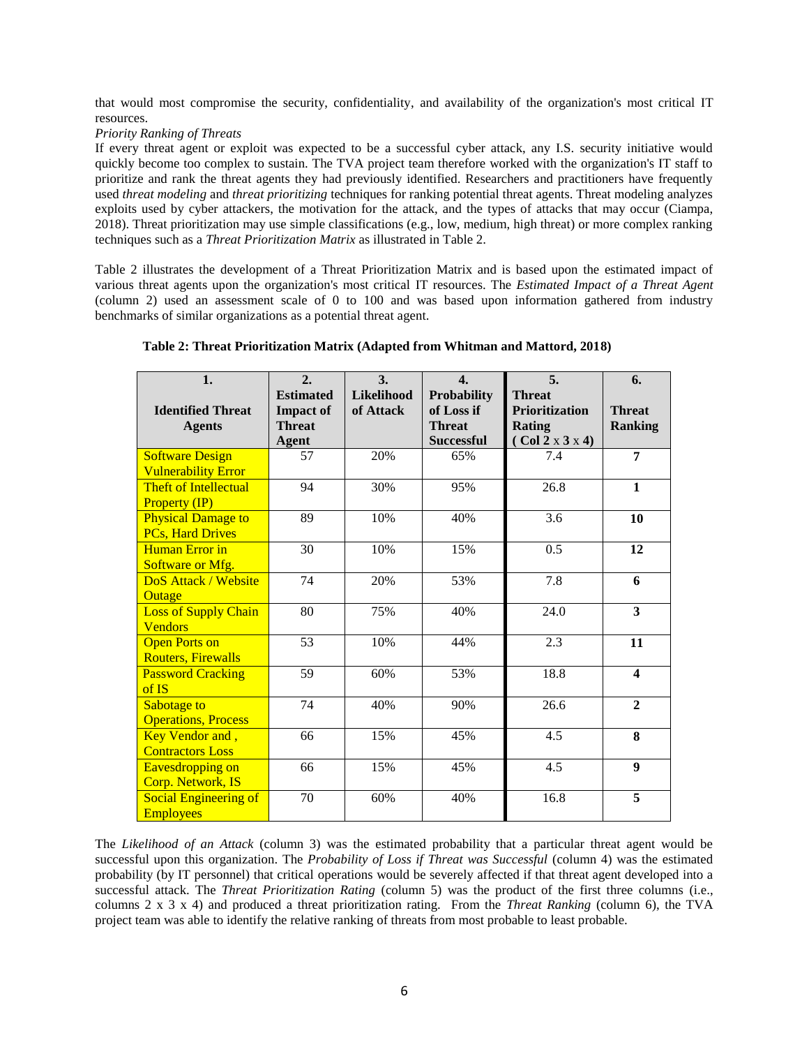that would most compromise the security, confidentiality, and availability of the organization's most critical IT resources.

*Priority Ranking of Threats*

If every threat agent or exploit was expected to be a successful cyber attack, any I.S. security initiative would quickly become too complex to sustain. The TVA project team therefore worked with the organization's IT staff to prioritize and rank the threat agents they had previously identified. Researchers and practitioners have frequently used *threat modeling* and *threat prioritizing* techniques for ranking potential threat agents. Threat modeling analyzes exploits used by cyber attackers, the motivation for the attack, and the types of attacks that may occur (Ciampa, 2018). Threat prioritization may use simple classifications (e.g., low, medium, high threat) or more complex ranking techniques such as a *Threat Prioritization Matrix* as illustrated in Table 2.

Table 2 illustrates the development of a Threat Prioritization Matrix and is based upon the estimated impact of various threat agents upon the organization's most critical IT resources. The *Estimated Impact of a Threat Agent* (column 2) used an assessment scale of 0 to 100 and was based upon information gathered from industry benchmarks of similar organizations as a potential threat agent.

**Table 2: Threat Prioritization Matrix (Adapted from Whitman and Mattord, 2018)**

| 1. Identified Threat Agents | 2. Estimated Impact of Threat Agent | 3. Likelihood of Attack | 4. Probability of Loss if Threat Successful | 5. Threat Prioritization Rating ( Col 2 x 3 x 4) | 6. Threat Ranking |
|---|---|---|---|---|---|
| Software Design Vulnerability Error | 57 | 20% | 65% | 7.4 | **7** |
| Theft of Intellectual Property (IP) | 94 | 30% | 95% | 26.8 | **1** |
| Physical Damage to PCs, Hard Drives | 89 | 10% | 40% | 3.6 | **10** |
| Human Error in Software or Mfg. | 30 | 10% | 15% | 0.5 | **12** |
| DoS Attack / Website Outage | 74 | 20% | 53% | 7.8 | **6** |
| Loss of Supply Chain Vendors | 80 | 75% | 40% | 24.0 | **3** |
| Open Ports on Routers, Firewalls | 53 | 10% | 44% | 2.3 | **11** |
| Password Cracking of IS | 59 | 60% | 53% | 18.8 | **4** |
| Sabotage to Operations, Process | 74 | 40% | 90% | 26.6 | **2** |
| Key Vendor and , Contractors Loss | 66 | 15% | 45% | 4.5 | **8** |
| Eavesdropping on Corp. Network, IS | 66 | 15% | 45% | 4.5 | **9** |
| Social Engineering of Employees | 70 | 60% | 40% | 16.8 | **5** |

The *Likelihood of an Attack* (column 3) was the estimated probability that a particular threat agent would be successful upon this organization. The *Probability of Loss if Threat was Successful* (column 4) was the estimated probability (by IT personnel) that critical operations would be severely affected if that threat agent developed into a successful attack. The *Threat Prioritization Rating* (column 5) was the product of the first three columns (i.e., columns 2 x 3 x 4) and produced a threat prioritization rating. From the *Threat Ranking* (column 6), the TVA project team was able to identify the relative ranking of threats from most probable to least probable.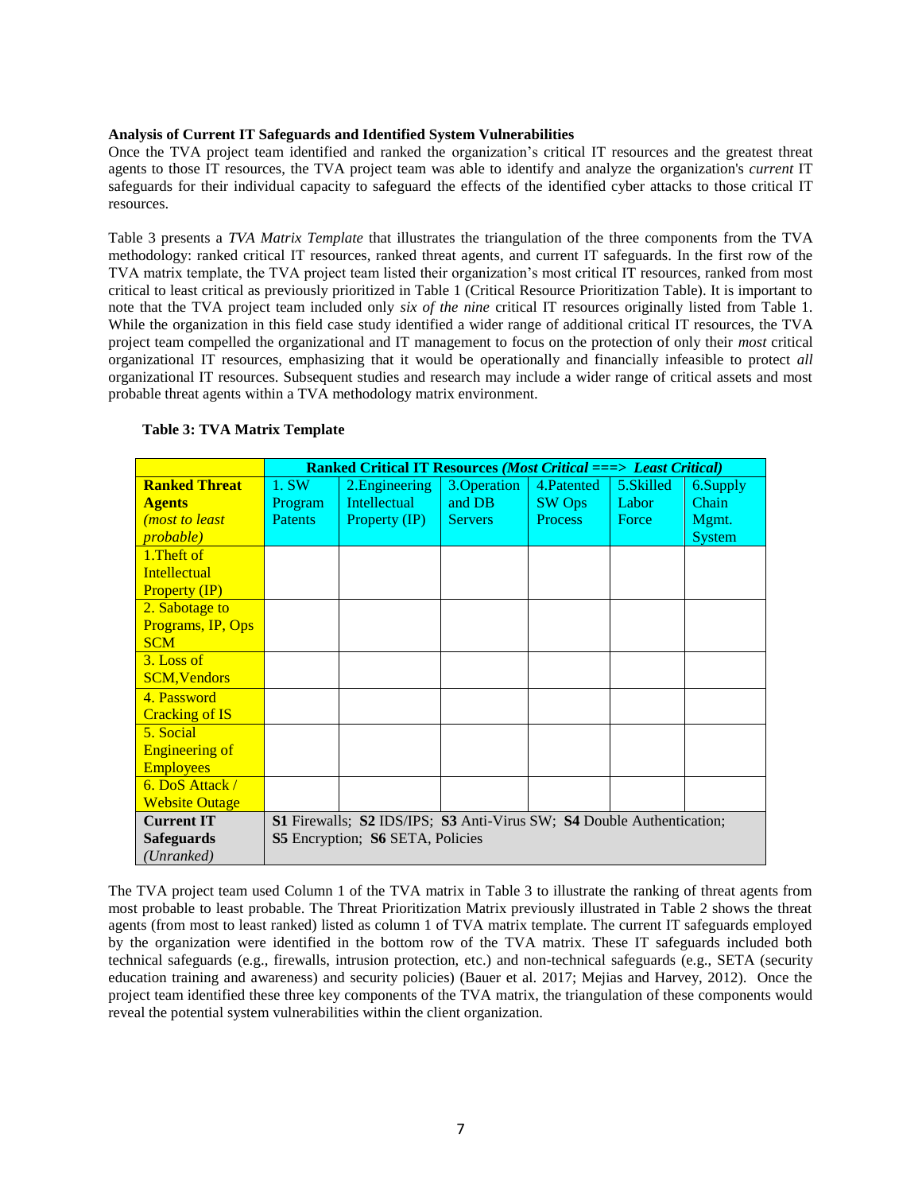**Analysis of Current IT Safeguards and Identified System Vulnerabilities**

Once the TVA project team identified and ranked the organization's critical IT resources and the greatest threat agents to those IT resources, the TVA project team was able to identify and analyze the organization's *current* IT safeguards for their individual capacity to safeguard the effects of the identified cyber attacks to those critical IT resources.

Table 3 presents a *TVA Matrix Template* that illustrates the triangulation of the three components from the TVA methodology: ranked critical IT resources, ranked threat agents, and current IT safeguards. In the first row of the TVA matrix template, the TVA project team listed their organization's most critical IT resources, ranked from most critical to least critical as previously prioritized in Table 1 (Critical Resource Prioritization Table). It is important to note that the TVA project team included only *six of the nine* critical IT resources originally listed from Table 1. While the organization in this field case study identified a wider range of additional critical IT resources, the TVA project team compelled the organizational and IT management to focus on the protection of only their *most* critical organizational IT resources, emphasizing that it would be operationally and financially infeasible to protect *all* organizational IT resources. Subsequent studies and research may include a wider range of critical assets and most probable threat agents within a TVA methodology matrix environment.

**Table 3: TVA Matrix Template**

| | **Ranked Critical IT Resources *(Most Critical ===> Least Critical)*** | | | | | |
|---|---|---|---|---|---|---|
| **Ranked Threat Agents** *(most to least probable)* | 1. SW Program Patents | 2.Engineering Intellectual Property (IP) | 3.Operation and DB Servers | 4.Patented SW Ops Process | 5.Skilled Labor Force | 6.Supply Chain Mgmt. System |
| 1.Theft of Intellectual Property (IP) | | | | | | |
| 2. Sabotage to Programs, IP, Ops SCM | | | | | | |
| 3. Loss of SCM,Vendors | | | | | | |
| 4. Password Cracking of IS | | | | | | |
| 5. Social Engineering of Employees | | | | | | |
| 6. DoS Attack / Website Outage | | | | | | |
| **Current IT Safeguards** *(Unranked)* | **S1** Firewalls; **S2** IDS/IPS; **S3** Anti-Virus SW; **S4** Double Authentication; **S5** Encryption; **S6** SETA, Policies | | | | | |

The TVA project team used Column 1 of the TVA matrix in Table 3 to illustrate the ranking of threat agents from most probable to least probable. The Threat Prioritization Matrix previously illustrated in Table 2 shows the threat agents (from most to least ranked) listed as column 1 of TVA matrix template. The current IT safeguards employed by the organization were identified in the bottom row of the TVA matrix. These IT safeguards included both technical safeguards (e.g., firewalls, intrusion protection, etc.) and non-technical safeguards (e.g., SETA (security education training and awareness) and security policies) (Bauer et al. 2017; Mejias and Harvey, 2012). Once the project team identified these three key components of the TVA matrix, the triangulation of these components would reveal the potential system vulnerabilities within the client organization.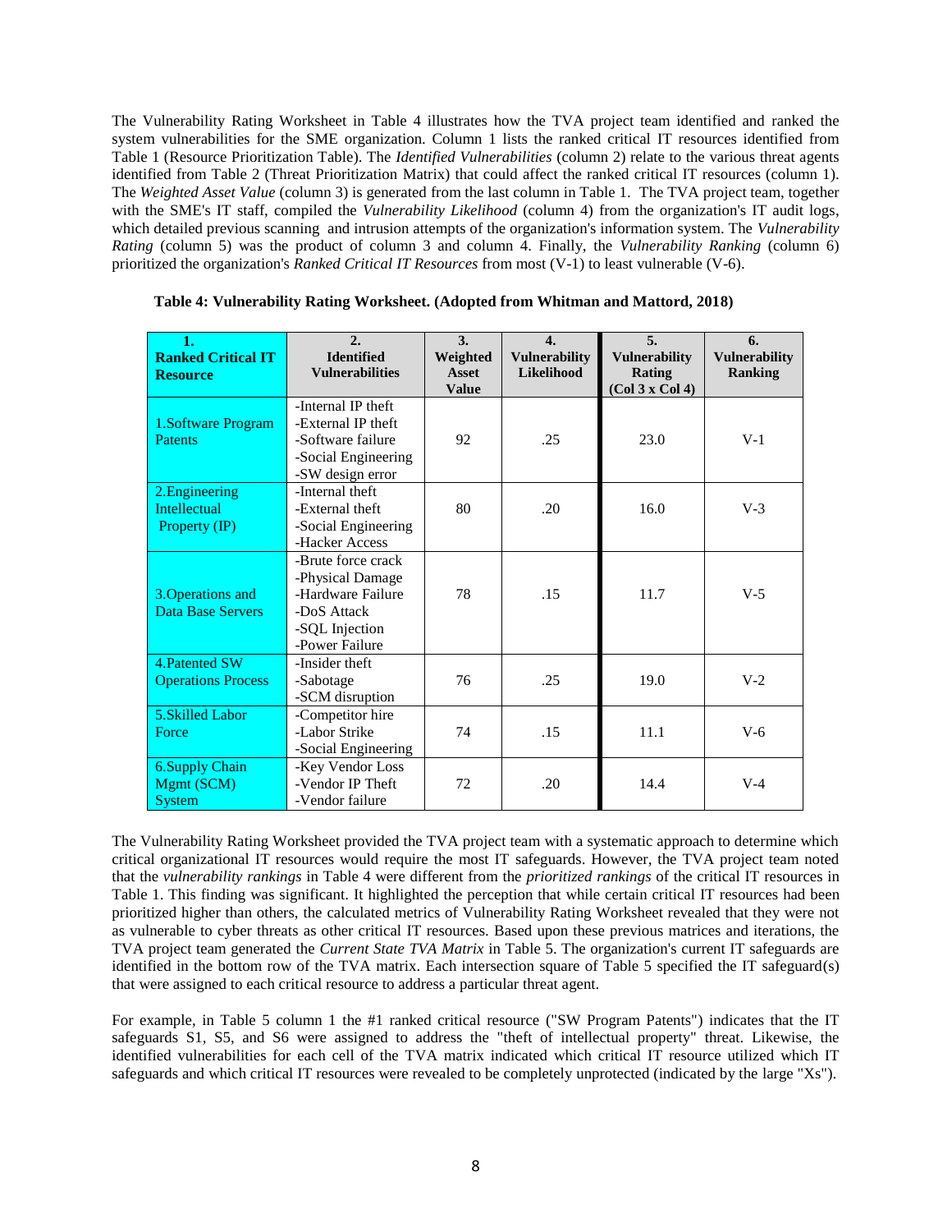The Vulnerability Rating Worksheet in Table 4 illustrates how the TVA project team identified and ranked the system vulnerabilities for the SME organization. Column 1 lists the ranked critical IT resources identified from Table 1 (Resource Prioritization Table). The *Identified Vulnerabilities* (column 2) relate to the various threat agents identified from Table 2 (Threat Prioritization Matrix) that could affect the ranked critical IT resources (column 1). The *Weighted Asset Value* (column 3) is generated from the last column in Table 1. The TVA project team, together with the SME's IT staff, compiled the *Vulnerability Likelihood* (column 4) from the organization's IT audit logs, which detailed previous scanning and intrusion attempts of the organization's information system. The *Vulnerability Rating* (column 5) was the product of column 3 and column 4. Finally, the *Vulnerability Ranking* (column 6) prioritized the organization's *Ranked Critical IT Resources* from most (V-1) to least vulnerable (V-6).

**Table 4: Vulnerability Rating Worksheet. (Adopted from Whitman and Mattord, 2018)**

| 1. Ranked Critical IT Resource | 2. Identified Vulnerabilities | 3. Weighted Asset Value | 4. Vulnerability Likelihood | 5. Vulnerability Rating (Col 3 x Col 4) | 6. Vulnerability Ranking |
|---|---|---|---|---|---|
| 1.Software Program Patents | -Internal IP theft<br>-External IP theft<br>-Software failure<br>-Social Engineering<br>-SW design error | 92 | .25 | 23.0 | V-1 |
| 2.Engineering Intellectual Property (IP) | -Internal theft<br>-External theft<br>-Social Engineering<br>-Hacker Access | 80 | .20 | 16.0 | V-3 |
| 3.Operations and Data Base Servers | -Brute force crack<br>-Physical Damage<br>-Hardware Failure<br>-DoS Attack<br>-SQL Injection<br>-Power Failure | 78 | .15 | 11.7 | V-5 |
| 4.Patented SW Operations Process | -Insider theft<br>-Sabotage<br>-SCM disruption | 76 | .25 | 19.0 | V-2 |
| 5.Skilled Labor Force | -Competitor hire<br>-Labor Strike<br>-Social Engineering | 74 | .15 | 11.1 | V-6 |
| 6.Supply Chain Mgmt (SCM) System | -Key Vendor Loss<br>-Vendor IP Theft<br>-Vendor failure | 72 | .20 | 14.4 | V-4 |

The Vulnerability Rating Worksheet provided the TVA project team with a systematic approach to determine which critical organizational IT resources would require the most IT safeguards. However, the TVA project team noted that the *vulnerability rankings* in Table 4 were different from the *prioritized rankings* of the critical IT resources in Table 1. This finding was significant. It highlighted the perception that while certain critical IT resources had been prioritized higher than others, the calculated metrics of Vulnerability Rating Worksheet revealed that they were not as vulnerable to cyber threats as other critical IT resources. Based upon these previous matrices and iterations, the TVA project team generated the *Current State TVA Matrix* in Table 5. The organization's current IT safeguards are identified in the bottom row of the TVA matrix. Each intersection square of Table 5 specified the IT safeguard(s) that were assigned to each critical resource to address a particular threat agent.

For example, in Table 5 column 1 the #1 ranked critical resource ("SW Program Patents") indicates that the IT safeguards S1, S5, and S6 were assigned to address the "theft of intellectual property" threat. Likewise, the identified vulnerabilities for each cell of the TVA matrix indicated which critical IT resource utilized which IT safeguards and which critical IT resources were revealed to be completely unprotected (indicated by the large "Xs").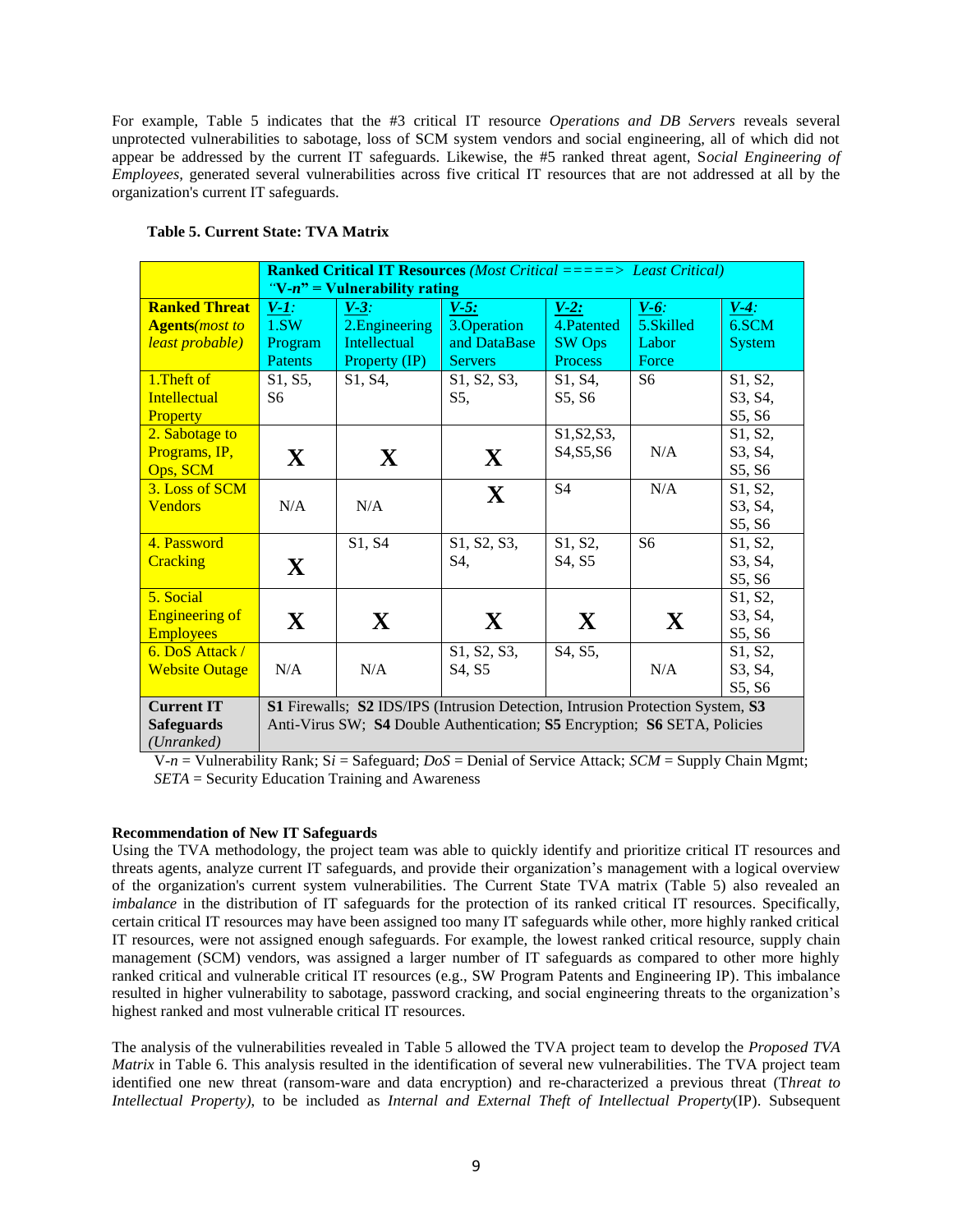For example, Table 5 indicates that the #3 critical IT resource *Operations and DB Servers* reveals several unprotected vulnerabilities to sabotage, loss of SCM system vendors and social engineering, all of which did not appear be addressed by the current IT safeguards. Likewise, the #5 ranked threat agent, S*ocial Engineering of Employees*, generated several vulnerabilities across five critical IT resources that are not addressed at all by the organization's current IT safeguards.

**Table 5. Current State: TVA Matrix**

| | **Ranked Critical IT Resources** *(Most Critical =====> Least Critical)* *"V-n"* **= Vulnerability rating** | | | | | |
|---|---|---|---|---|---|---|
| **Ranked Threat Agents***(most to least probable)* | ***V-1***: 1.SW Program Patents | ***V-3***: 2.Engineering Intellectual Property (IP) | ***V-5:*** 3.Operation and DataBase Servers | ***V-2:*** 4.Patented SW Ops Process | ***V-6***: 5.Skilled Labor Force | ***V-4***: 6.SCM System |
| 1.Theft of Intellectual Property | S1, S5, S6 | S1, S4, | S1, S2, S3, S5, | S1, S4, S5, S6 | S6 | S1, S2, S3, S4, S5, S6 |
| 2. Sabotage to Programs, IP, Ops, SCM | **X** | **X** | **X** | S1,S2,S3, S4,S5,S6 | N/A | S1, S2, S3, S4, S5, S6 |
| 3. Loss of SCM Vendors | N/A | N/A | **X** | S4 | N/A | S1, S2, S3, S4, S5, S6 |
| 4. Password Cracking | **X** | S1, S4 | S1, S2, S3, S4, | S1, S2, S4, S5 | S6 | S1, S2, S3, S4, S5, S6 |
| 5. Social Engineering of Employees | **X** | **X** | **X** | **X** | **X** | S1, S2, S3, S4, S5, S6 |
| 6. DoS Attack / Website Outage | N/A | N/A | S1, S2, S3, S4, S5 | S4, S5, | N/A | S1, S2, S3, S4, S5, S6 |
| **Current IT Safeguards** *(Unranked)* | **S1** Firewalls; **S2** IDS/IPS (Intrusion Detection, Intrusion Protection System, **S3** Anti-Virus SW; **S4** Double Authentication; **S5** Encryption; **S6** SETA, Policies | | | | | |

V-*n* = Vulnerability Rank; S*i* = Safeguard; *DoS* = Denial of Service Attack; *SCM* = Supply Chain Mgmt; *SETA* = Security Education Training and Awareness

**Recommendation of New IT Safeguards**

Using the TVA methodology, the project team was able to quickly identify and prioritize critical IT resources and threats agents, analyze current IT safeguards, and provide their organization's management with a logical overview of the organization's current system vulnerabilities. The Current State TVA matrix (Table 5) also revealed an *imbalance* in the distribution of IT safeguards for the protection of its ranked critical IT resources. Specifically, certain critical IT resources may have been assigned too many IT safeguards while other, more highly ranked critical IT resources, were not assigned enough safeguards. For example, the lowest ranked critical resource, supply chain management (SCM) vendors, was assigned a larger number of IT safeguards as compared to other more highly ranked critical and vulnerable critical IT resources (e.g., SW Program Patents and Engineering IP). This imbalance resulted in higher vulnerability to sabotage, password cracking, and social engineering threats to the organization's highest ranked and most vulnerable critical IT resources.

The analysis of the vulnerabilities revealed in Table 5 allowed the TVA project team to develop the *Proposed TVA Matrix* in Table 6. This analysis resulted in the identification of several new vulnerabilities. The TVA project team identified one new threat (ransom-ware and data encryption) and re-characterized a previous threat (T*hreat to Intellectual Property)*, to be included as *Internal and External Theft of Intellectual Property*(IP). Subsequent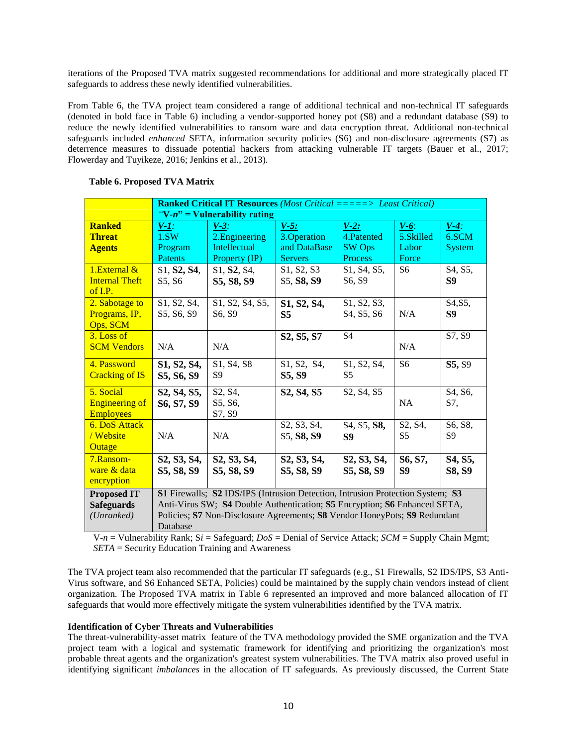iterations of the Proposed TVA matrix suggested recommendations for additional and more strategically placed IT safeguards to address these newly identified vulnerabilities.

From Table 6, the TVA project team considered a range of additional technical and non-technical IT safeguards (denoted in bold face in Table 6) including a vendor-supported honey pot (S8) and a redundant database (S9) to reduce the newly identified vulnerabilities to ransom ware and data encryption threat. Additional non-technical safeguards included *enhanced* SETA, information security policies (S6) and non-disclosure agreements (S7) as deterrence measures to dissuade potential hackers from attacking vulnerable IT targets (Bauer et al., 2017; Flowerday and Tuyikeze, 2016; Jenkins et al., 2013).

**Table 6. Proposed TVA Matrix**

| | **Ranked Critical IT Resources** *(Most Critical =====> Least Critical)* "V-n" = Vulnerability rating | | | | | |
|---|---|---|---|---|---|---|
| **Ranked Threat Agents** | *V-1*: 1.SW Program Patents | *V-3*: 2.Engineering Intellectual Property (IP) | *V-5:* 3.Operation and DataBase Servers | *V-2:* 4.Patented SW Ops Process | *V-6*: 5.Skilled Labor Force | *V-4*: 6.SCM System |
| 1.External & Internal Theft of I.P. | S1, **S2, S4**, S5, S6 | S1, **S2**, S4, **S5, S8, S9** | S1, S2, S3 S5, **S8, S9** | S1, S4, S5, S6, S9 | S6 | S4, S5, **S9** |
| 2. Sabotage to Programs, IP, Ops, SCM | S1, S2, S4, S5, S6, S9 | S1, S2, S4, S5, S6, S9 | **S1, S2, S4, S5** | S1, S2, S3, S4, S5, S6 | N/A | S4,S5, **S9** |
| 3. Loss of SCM Vendors | N/A | N/A | **S2, S5, S7** | S4 | N/A | S7, S9 |
| 4. Password Cracking of IS | **S1, S2, S4, S5, S6, S9** | S1, S4, S8 S9 | S1, S2, S4, **S5, S9** | S1, S2, S4, S5 | S6 | **S5,** S9 |
| 5. Social Engineering of Employees | **S2, S4, S5, S6, S7, S9** | S2, S4, S5, S6, S7, S9 | **S2, S4, S5** | S2, S4, S5 | NA | S4, S6, S7, |
| 6. DoS Attack / Website Outage | N/A | N/A | S2, S3, S4, S5, **S8, S9** | S4, S5, **S8, S9** | S2, S4, S5 | S6, S8, S9 |
| 7.Ransom-ware & data encryption | **S2, S3, S4, S5, S8, S9** | **S2, S3, S4, S5, S8, S9** | **S2, S3, S4, S5, S8, S9** | **S2, S3, S4, S5, S8, S9** | **S6, S7, S9** | **S4, S5, S8, S9** |
| **Proposed IT Safeguards** *(Unranked)* | **S1** Firewalls; **S2** IDS/IPS (Intrusion Detection, Intrusion Protection System; **S3** Anti-Virus SW; **S4** Double Authentication; **S5** Encryption; **S6** Enhanced SETA, Policies; **S7** Non-Disclosure Agreements; **S8** Vendor HoneyPots; **S9** Redundant Database | | | | | |

V-*n* = Vulnerability Rank; S*i* = Safeguard; *DoS* = Denial of Service Attack; *SCM* = Supply Chain Mgmt; *SETA* = Security Education Training and Awareness

The TVA project team also recommended that the particular IT safeguards (e.g., S1 Firewalls, S2 IDS/IPS, S3 Anti-Virus software, and S6 Enhanced SETA, Policies) could be maintained by the supply chain vendors instead of client organization. The Proposed TVA matrix in Table 6 represented an improved and more balanced allocation of IT safeguards that would more effectively mitigate the system vulnerabilities identified by the TVA matrix.

**Identification of Cyber Threats and Vulnerabilities**

The threat-vulnerability-asset matrix feature of the TVA methodology provided the SME organization and the TVA project team with a logical and systematic framework for identifying and prioritizing the organization's most probable threat agents and the organization's greatest system vulnerabilities. The TVA matrix also proved useful in identifying significant *imbalances* in the allocation of IT safeguards. As previously discussed, the Current State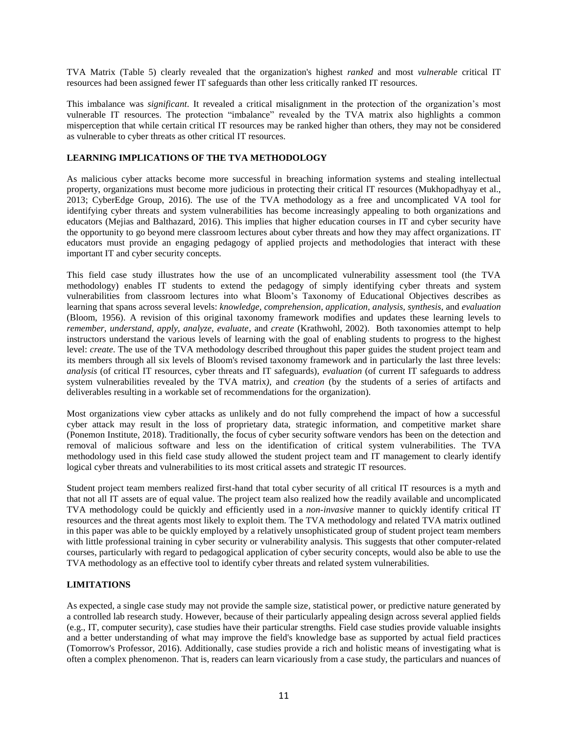TVA Matrix (Table 5) clearly revealed that the organization's highest *ranked* and most *vulnerable* critical IT resources had been assigned fewer IT safeguards than other less critically ranked IT resources.

This imbalance was *significant*. It revealed a critical misalignment in the protection of the organization's most vulnerable IT resources. The protection "imbalance" revealed by the TVA matrix also highlights a common misperception that while certain critical IT resources may be ranked higher than others, they may not be considered as vulnerable to cyber threats as other critical IT resources.

## LEARNING IMPLICATIONS OF THE TVA METHODOLOGY

As malicious cyber attacks become more successful in breaching information systems and stealing intellectual property, organizations must become more judicious in protecting their critical IT resources (Mukhopadhyay et al., 2013; CyberEdge Group, 2016). The use of the TVA methodology as a free and uncomplicated VA tool for identifying cyber threats and system vulnerabilities has become increasingly appealing to both organizations and educators (Mejias and Balthazard, 2016). This implies that higher education courses in IT and cyber security have the opportunity to go beyond mere classroom lectures about cyber threats and how they may affect organizations. IT educators must provide an engaging pedagogy of applied projects and methodologies that interact with these important IT and cyber security concepts.

This field case study illustrates how the use of an uncomplicated vulnerability assessment tool (the TVA methodology) enables IT students to extend the pedagogy of simply identifying cyber threats and system vulnerabilities from classroom lectures into what Bloom's Taxonomy of Educational Objectives describes as learning that spans across several levels: *knowledge, comprehension, application, analysis, synthesis*, and *evaluation* (Bloom, 1956). A revision of this original taxonomy framework modifies and updates these learning levels to *remember, understand, apply, analyze, evaluate*, and *create* (Krathwohl, 2002). Both taxonomies attempt to help instructors understand the various levels of learning with the goal of enabling students to progress to the highest level: *create*. The use of the TVA methodology described throughout this paper guides the student project team and its members through all six levels of Bloom's revised taxonomy framework and in particularly the last three levels: *analysis* (of critical IT resources, cyber threats and IT safeguards), *evaluation* (of current IT safeguards to address system vulnerabilities revealed by the TVA matrix), and *creation* (by the students of a series of artifacts and deliverables resulting in a workable set of recommendations for the organization).

Most organizations view cyber attacks as unlikely and do not fully comprehend the impact of how a successful cyber attack may result in the loss of proprietary data, strategic information, and competitive market share (Ponemon Institute, 2018). Traditionally, the focus of cyber security software vendors has been on the detection and removal of malicious software and less on the identification of critical system vulnerabilities. The TVA methodology used in this field case study allowed the student project team and IT management to clearly identify logical cyber threats and vulnerabilities to its most critical assets and strategic IT resources.

Student project team members realized first-hand that total cyber security of all critical IT resources is a myth and that not all IT assets are of equal value. The project team also realized how the readily available and uncomplicated TVA methodology could be quickly and efficiently used in a *non-invasive* manner to quickly identify critical IT resources and the threat agents most likely to exploit them. The TVA methodology and related TVA matrix outlined in this paper was able to be quickly employed by a relatively unsophisticated group of student project team members with little professional training in cyber security or vulnerability analysis. This suggests that other computer-related courses, particularly with regard to pedagogical application of cyber security concepts, would also be able to use the TVA methodology as an effective tool to identify cyber threats and related system vulnerabilities.

## LIMITATIONS

As expected, a single case study may not provide the sample size, statistical power, or predictive nature generated by a controlled lab research study. However, because of their particularly appealing design across several applied fields (e.g., IT, computer security), case studies have their particular strengths. Field case studies provide valuable insights and a better understanding of what may improve the field's knowledge base as supported by actual field practices (Tomorrow's Professor, 2016). Additionally, case studies provide a rich and holistic means of investigating what is often a complex phenomenon. That is, readers can learn vicariously from a case study, the particulars and nuances of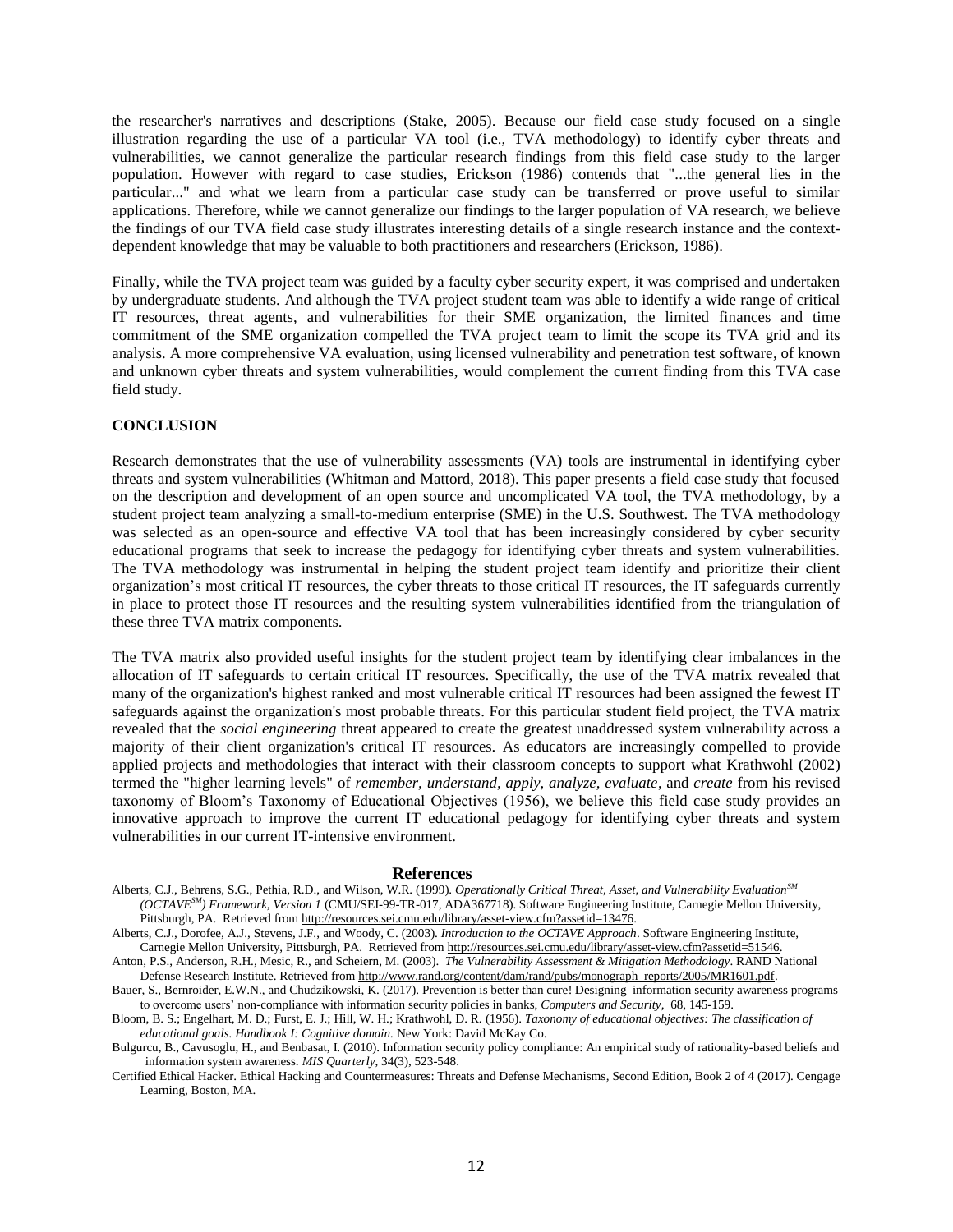the researcher's narratives and descriptions (Stake, 2005). Because our field case study focused on a single illustration regarding the use of a particular VA tool (i.e., TVA methodology) to identify cyber threats and vulnerabilities, we cannot generalize the particular research findings from this field case study to the larger population. However with regard to case studies, Erickson (1986) contends that "...the general lies in the particular..." and what we learn from a particular case study can be transferred or prove useful to similar applications. Therefore, while we cannot generalize our findings to the larger population of VA research, we believe the findings of our TVA field case study illustrates interesting details of a single research instance and the context-dependent knowledge that may be valuable to both practitioners and researchers (Erickson, 1986).

Finally, while the TVA project team was guided by a faculty cyber security expert, it was comprised and undertaken by undergraduate students. And although the TVA project student team was able to identify a wide range of critical IT resources, threat agents, and vulnerabilities for their SME organization, the limited finances and time commitment of the SME organization compelled the TVA project team to limit the scope its TVA grid and its analysis. A more comprehensive VA evaluation, using licensed vulnerability and penetration test software, of known and unknown cyber threats and system vulnerabilities, would complement the current finding from this TVA case field study.

**CONCLUSION**

Research demonstrates that the use of vulnerability assessments (VA) tools are instrumental in identifying cyber threats and system vulnerabilities (Whitman and Mattord, 2018). This paper presents a field case study that focused on the description and development of an open source and uncomplicated VA tool, the TVA methodology, by a student project team analyzing a small-to-medium enterprise (SME) in the U.S. Southwest. The TVA methodology was selected as an open-source and effective VA tool that has been increasingly considered by cyber security educational programs that seek to increase the pedagogy for identifying cyber threats and system vulnerabilities. The TVA methodology was instrumental in helping the student project team identify and prioritize their client organization's most critical IT resources, the cyber threats to those critical IT resources, the IT safeguards currently in place to protect those IT resources and the resulting system vulnerabilities identified from the triangulation of these three TVA matrix components.

The TVA matrix also provided useful insights for the student project team by identifying clear imbalances in the allocation of IT safeguards to certain critical IT resources. Specifically, the use of the TVA matrix revealed that many of the organization's highest ranked and most vulnerable critical IT resources had been assigned the fewest IT safeguards against the organization's most probable threats. For this particular student field project, the TVA matrix revealed that the *social engineering* threat appeared to create the greatest unaddressed system vulnerability across a majority of their client organization's critical IT resources. As educators are increasingly compelled to provide applied projects and methodologies that interact with their classroom concepts to support what Krathwohl (2002) termed the "higher learning levels" of *remember, understand, apply, analyze, evaluate*, and *create* from his revised taxonomy of Bloom's Taxonomy of Educational Objectives (1956), we believe this field case study provides an innovative approach to improve the current IT educational pedagogy for identifying cyber threats and system vulnerabilities in our current IT-intensive environment.

## References

Alberts, C.J., Behrens, S.G., Pethia, R.D., and Wilson, W.R. (1999). *Operationally Critical Threat, Asset, and Vulnerability Evaluation*[SM] *(OCTAVE*[SM]*) Framework, Version 1* (CMU/SEI-99-TR-017, ADA367718). Software Engineering Institute, Carnegie Mellon University, Pittsburgh, PA. Retrieved from http://resources.sei.cmu.edu/library/asset-view.cfm?assetid=13476.

Alberts, C.J., Dorofee, A.J., Stevens, J.F., and Woody, C. (2003). *Introduction to the OCTAVE Approach*. Software Engineering Institute, Carnegie Mellon University, Pittsburgh, PA. Retrieved from http://resources.sei.cmu.edu/library/asset-view.cfm?assetid=51546.

Anton, P.S., Anderson, R.H., Mesic, R., and Scheiern, M. (2003). *The Vulnerability Assessment & Mitigation Methodology*. RAND National Defense Research Institute. Retrieved from http://www.rand.org/content/dam/rand/pubs/monograph_reports/2005/MR1601.pdf.

Bauer, S., Bernroider, E.W.N., and Chudzikowski, K. (2017). Prevention is better than cure! Designing information security awareness programs to overcome users' non-compliance with information security policies in banks, *Computers and Security*, 68, 145-159.

Bloom, B. S.; Engelhart, M. D.; Furst, E. J.; Hill, W. H.; Krathwohl, D. R. (1956). *Taxonomy of educational objectives: The classification of educational goals. Handbook I: Cognitive domain.* New York: David McKay Co.

Bulgurcu, B., Cavusoglu, H., and Benbasat, I. (2010). Information security policy compliance: An empirical study of rationality-based beliefs and information system awareness. *MIS Quarterly*, 34(3), 523-548.

Certified Ethical Hacker. Ethical Hacking and Countermeasures: Threats and Defense Mechanisms, Second Edition, Book 2 of 4 (2017). Cengage Learning, Boston, MA.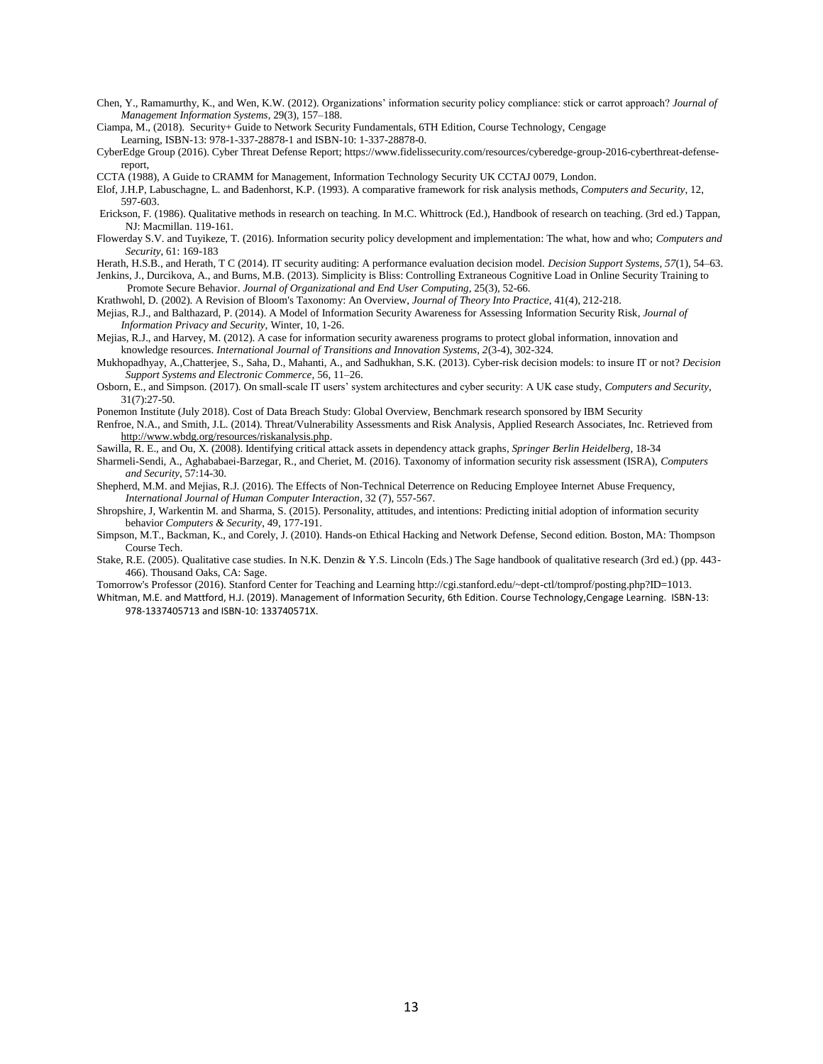Chen, Y., Ramamurthy, K., and Wen, K.W. (2012). Organizations' information security policy compliance: stick or carrot approach? *Journal of Management Information Systems*, 29(3), 157–188.

Ciampa, M., (2018). Security+ Guide to Network Security Fundamentals, 6TH Edition, Course Technology, Cengage Learning, ISBN-13: 978-1-337-28878-1 and ISBN-10: 1-337-28878-0.

CyberEdge Group (2016). Cyber Threat Defense Report; https://www.fidelissecurity.com/resources/cyberedge-group-2016-cyberthreat-defense-report,

CCTA (1988), A Guide to CRAMM for Management, Information Technology Security UK CCTAJ 0079, London.

Elof, J.H.P, Labuschagne, L. and Badenhorst, K.P. (1993). A comparative framework for risk analysis methods, *Computers and Security*, 12, 597-603.

Erickson, F. (1986). Qualitative methods in research on teaching. In M.C. Whittrock (Ed.), Handbook of research on teaching. (3rd ed.) Tappan, NJ: Macmillan. 119-161.

Flowerday S.V. and Tuyikeze, T. (2016). Information security policy development and implementation: The what, how and who; *Computers and Security*, 61: 169-183

Herath, H.S.B., and Herath, T C (2014). IT security auditing: A performance evaluation decision model. *Decision Support Systems, 57*(1), 54–63.

Jenkins, J., Durcikova, A., and Burns, M.B. (2013). Simplicity is Bliss: Controlling Extraneous Cognitive Load in Online Security Training to Promote Secure Behavior. *Journal of Organizational and End User Computing*, 25(3), 52-66.

Krathwohl, D. (2002). A Revision of Bloom's Taxonomy: An Overview, *Journal of Theory Into Practice*, 41(4), 212-218.

Mejias, R.J., and Balthazard, P. (2014). A Model of Information Security Awareness for Assessing Information Security Risk, *Journal of Information Privacy and Security*, Winter, 10, 1-26.

Mejias, R.J., and Harvey, M. (2012). A case for information security awareness programs to protect global information, innovation and knowledge resources. *International Journal of Transitions and Innovation Systems*, *2*(3-4), 302-324.

Mukhopadhyay, A.,Chatterjee, S., Saha, D., Mahanti, A., and Sadhukhan, S.K. (2013). Cyber-risk decision models: to insure IT or not? *Decision Support Systems and Electronic Commerce*, 56, 11–26.

Osborn, E., and Simpson. (2017). On small-scale IT users' system architectures and cyber security: A UK case study, *Computers and Security*, 31(7):27-50.

Ponemon Institute (July 2018). Cost of Data Breach Study: Global Overview, Benchmark research sponsored by IBM Security

Renfroe, N.A., and Smith, J.L. (2014). Threat/Vulnerability Assessments and Risk Analysis, Applied Research Associates, Inc. Retrieved from http://www.wbdg.org/resources/riskanalysis.php.

Sawilla, R. E., and Ou, X. (2008). Identifying critical attack assets in dependency attack graphs, *Springer Berlin Heidelberg*, 18-34

Sharmeli-Sendi, A., Aghababaei-Barzegar, R., and Cheriet, M. (2016). Taxonomy of information security risk assessment (ISRA), *Computers and Security*, 57:14-30.

Shepherd, M.M. and Mejias, R.J. (2016). The Effects of Non-Technical Deterrence on Reducing Employee Internet Abuse Frequency, *International Journal of Human Computer Interaction*, 32 (7), 557-567.

Shropshire, J, Warkentin M. and Sharma, S. (2015). Personality, attitudes, and intentions: Predicting initial adoption of information security behavior *Computers & Security*, 49, 177-191.

Simpson, M.T., Backman, K., and Corely, J. (2010). Hands-on Ethical Hacking and Network Defense, Second edition. Boston, MA: Thompson Course Tech.

Stake, R.E. (2005). Qualitative case studies. In N.K. Denzin & Y.S. Lincoln (Eds.) The Sage handbook of qualitative research (3rd ed.) (pp. 443-466). Thousand Oaks, CA: Sage.

Tomorrow's Professor (2016). Stanford Center for Teaching and Learning http://cgi.stanford.edu/~dept-ctl/tomprof/posting.php?ID=1013.

Whitman, M.E. and Mattford, H.J. (2019). Management of Information Security, 6th Edition. Course Technology,Cengage Learning. ISBN-13: 978-1337405713 and ISBN-10: 133740571X.